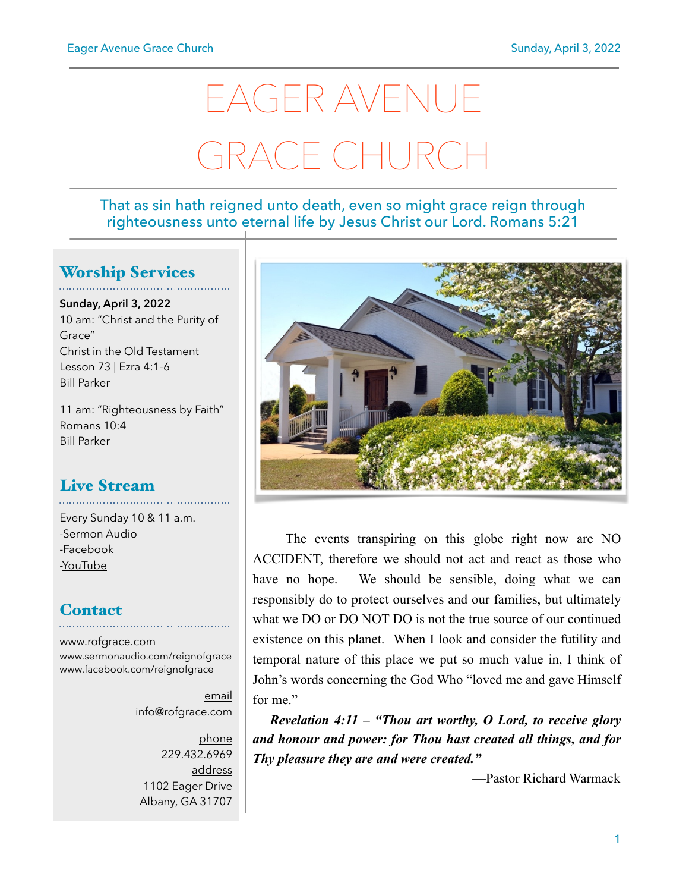# EAGER AVENUE GRACE CHURCH

That as sin hath reigned unto death, even so might grace reign through righteousness unto eternal life by Jesus Christ our Lord. Romans 5:21

## Worship Services

**Sunday, April 3, 2022**
10 am: "Christ and the Purity of Grace"
Christ in the Old Testament
Lesson 73 | Ezra 4:1-6
Bill Parker

11 am: "Righteousness by Faith"
Romans 10:4
Bill Parker

## Live Stream

Every Sunday 10 & 11 a.m.
-Sermon Audio
-Facebook
-YouTube

## Contact

www.rofgrace.com
www.sermonaudio.com/reignofgrace
www.facebook.com/reignofgrace

email
info@rofgrace.com

phone
229.432.6969

address
1102 Eager Drive
Albany, GA 31707

The events transpiring on this globe right now are NO ACCIDENT, therefore we should not act and react as those who have no hope. We should be sensible, doing what we can responsibly do to protect ourselves and our families, but ultimately what we DO or DO NOT DO is not the true source of our continued existence on this planet. When I look and consider the futility and temporal nature of this place we put so much value in, I think of John's words concerning the God Who "loved me and gave Himself for me."

***Revelation 4:11 – "Thou art worthy, O Lord, to receive glory and honour and power: for Thou hast created all things, and for Thy pleasure they are and were created."***

—Pastor Richard Warmack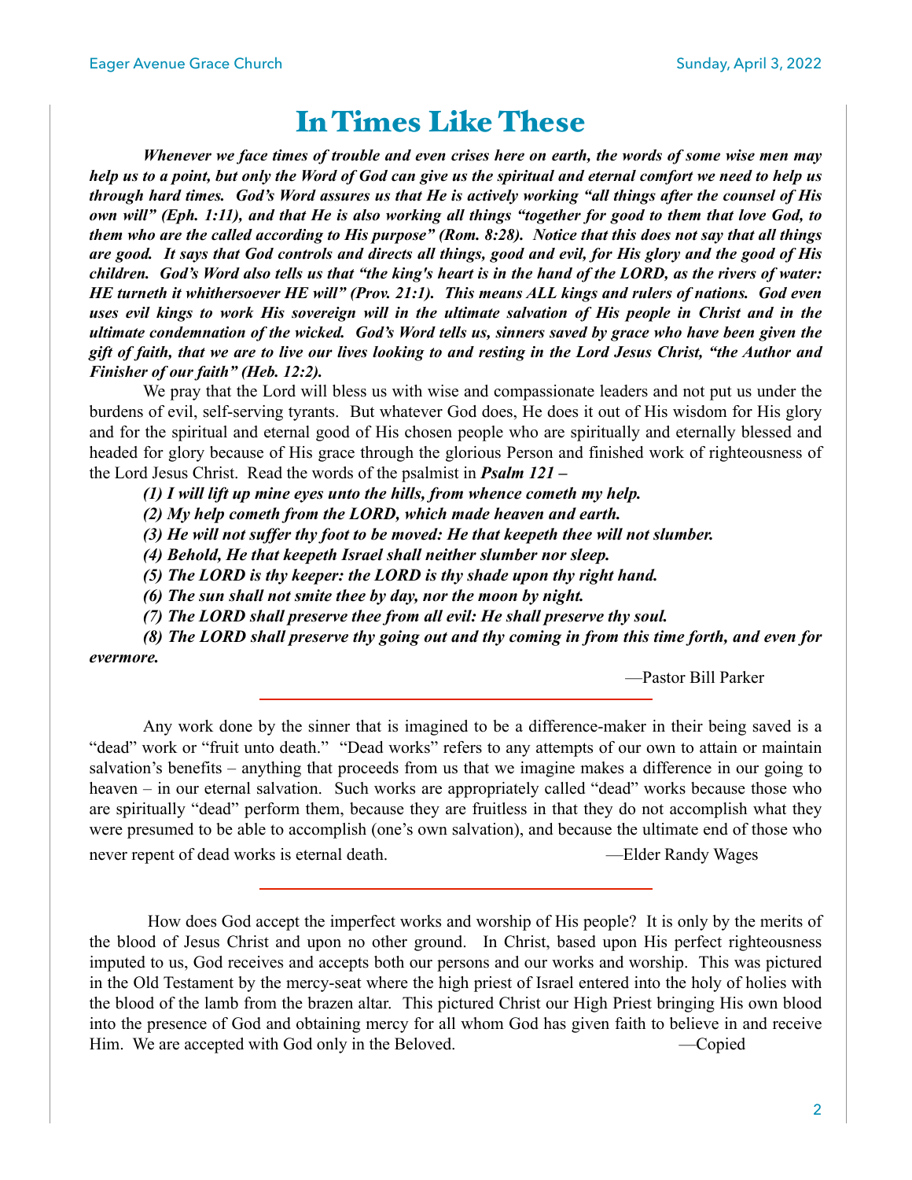# In Times Like These

***Whenever we face times of trouble and even crises here on earth, the words of some wise men may help us to a point, but only the Word of God can give us the spiritual and eternal comfort we need to help us through hard times. God's Word assures us that He is actively working "all things after the counsel of His own will" (Eph. 1:11), and that He is also working all things "together for good to them that love God, to them who are the called according to His purpose" (Rom. 8:28). Notice that this does not say that all things are good. It says that God controls and directs all things, good and evil, for His glory and the good of His children. God's Word also tells us that "the king's heart is in the hand of the LORD, as the rivers of water: HE turneth it whithersoever HE will" (Prov. 21:1). This means ALL kings and rulers of nations. God even uses evil kings to work His sovereign will in the ultimate salvation of His people in Christ and in the ultimate condemnation of the wicked. God's Word tells us, sinners saved by grace who have been given the gift of faith, that we are to live our lives looking to and resting in the Lord Jesus Christ, "the Author and Finisher of our faith" (Heb. 12:2).***

We pray that the Lord will bless us with wise and compassionate leaders and not put us under the burdens of evil, self-serving tyrants. But whatever God does, He does it out of His wisdom for His glory and for the spiritual and eternal good of His chosen people who are spiritually and eternally blessed and headed for glory because of His grace through the glorious Person and finished work of righteousness of the Lord Jesus Christ. Read the words of the psalmist in ***Psalm 121 –***

***(1) I will lift up mine eyes unto the hills, from whence cometh my help.***

***(2) My help cometh from the LORD, which made heaven and earth.***

***(3) He will not suffer thy foot to be moved: He that keepeth thee will not slumber.***

***(4) Behold, He that keepeth Israel shall neither slumber nor sleep.***

***(5) The LORD is thy keeper: the LORD is thy shade upon thy right hand.***

***(6) The sun shall not smite thee by day, nor the moon by night.***

***(7) The LORD shall preserve thee from all evil: He shall preserve thy soul.***

***(8) The LORD shall preserve thy going out and thy coming in from this time forth, and even for evermore.***

—Pastor Bill Parker

---

Any work done by the sinner that is imagined to be a difference-maker in their being saved is a "dead" work or "fruit unto death." "Dead works" refers to any attempts of our own to attain or maintain salvation's benefits – anything that proceeds from us that we imagine makes a difference in our going to heaven – in our eternal salvation. Such works are appropriately called "dead" works because those who are spiritually "dead" perform them, because they are fruitless in that they do not accomplish what they were presumed to be able to accomplish (one's own salvation), and because the ultimate end of those who never repent of dead works is eternal death. —Elder Randy Wages

---

How does God accept the imperfect works and worship of His people? It is only by the merits of the blood of Jesus Christ and upon no other ground. In Christ, based upon His perfect righteousness imputed to us, God receives and accepts both our persons and our works and worship. This was pictured in the Old Testament by the mercy-seat where the high priest of Israel entered into the holy of holies with the blood of the lamb from the brazen altar. This pictured Christ our High Priest bringing His own blood into the presence of God and obtaining mercy for all whom God has given faith to believe in and receive Him. We are accepted with God only in the Beloved. —Copied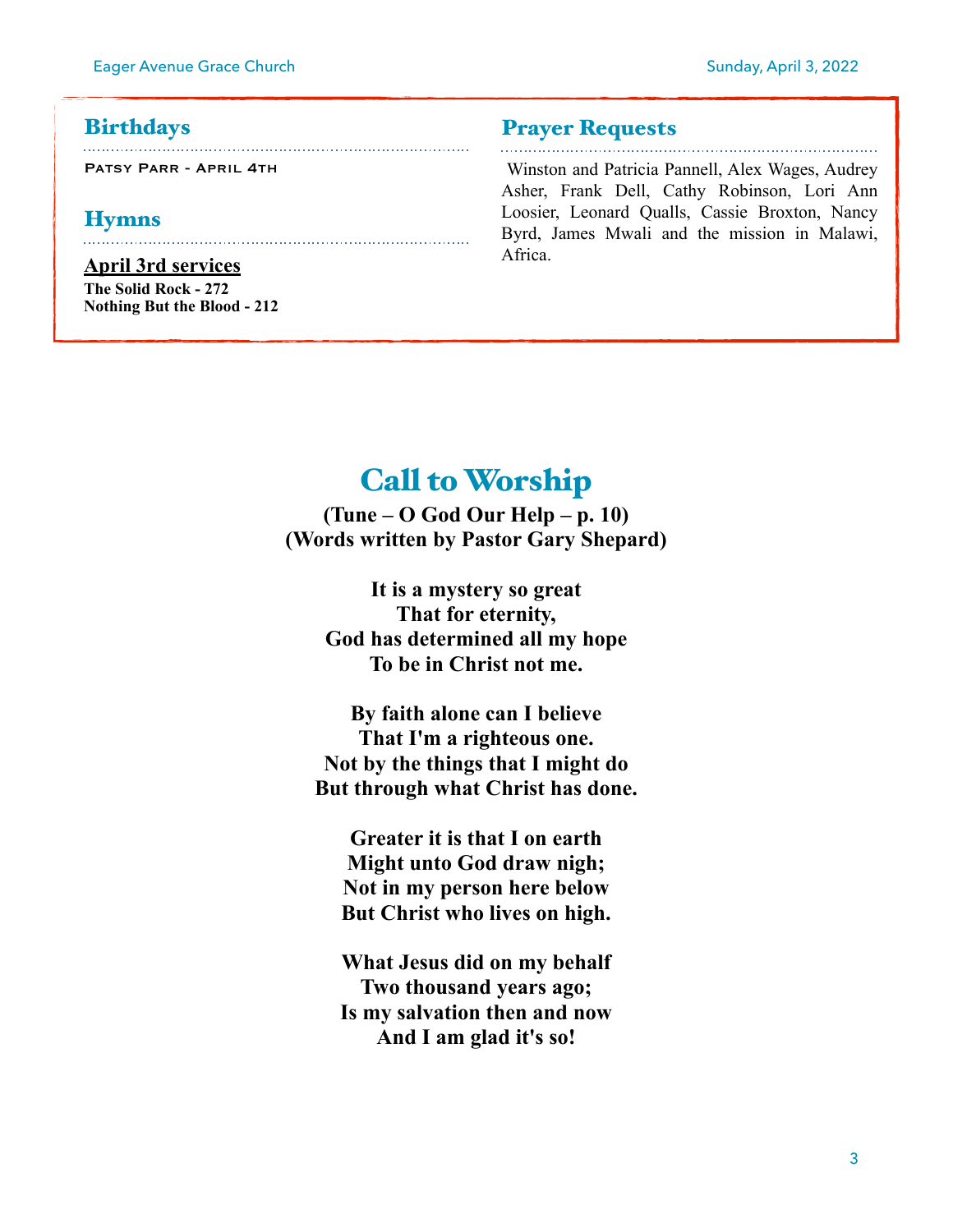## Birthdays

PATSY PARR - APRIL 4TH

## Hymns

**April 3rd services**

**The Solid Rock - 272**
**Nothing But the Blood - 212**

## Prayer Requests

Winston and Patricia Pannell, Alex Wages, Audrey Asher, Frank Dell, Cathy Robinson, Lori Ann Loosier, Leonard Qualls, Cassie Broxton, Nancy Byrd, James Mwali and the mission in Malawi, Africa.

# Call to Worship

**(Tune – O God Our Help – p. 10)**
**(Words written by Pastor Gary Shepard)**

**It is a mystery so great**
**That for eternity,**
**God has determined all my hope**
**To be in Christ not me.**

**By faith alone can I believe**
**That I'm a righteous one.**
**Not by the things that I might do**
**But through what Christ has done.**

**Greater it is that I on earth**
**Might unto God draw nigh;**
**Not in my person here below**
**But Christ who lives on high.**

**What Jesus did on my behalf**
**Two thousand years ago;**
**Is my salvation then and now**
**And I am glad it's so!**